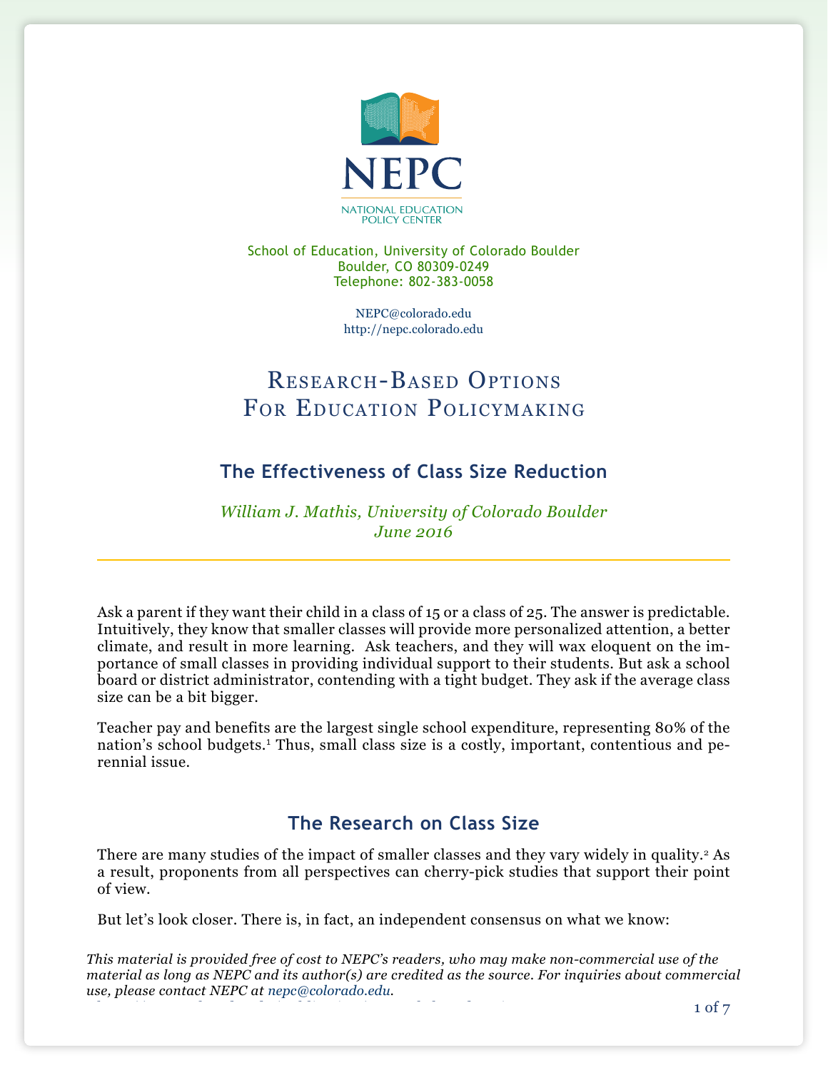# NEPC

NATIONAL EDUCATION POLICY CENTER

School of Education, University of Colorado Boulder
Boulder, CO 80309-0249
Telephone: 802-383-0058

NEPC@colorado.edu
http://nepc.colorado.edu

## Research-Based Options For Education Policymaking

## The Effectiveness of Class Size Reduction

*William J. Mathis, University of Colorado Boulder*
*June 2016*

---

Ask a parent if they want their child in a class of 15 or a class of 25. The answer is predictable. Intuitively, they know that smaller classes will provide more personalized attention, a better climate, and result in more learning. Ask teachers, and they will wax eloquent on the importance of small classes in providing individual support to their students. But ask a school board or district administrator, contending with a tight budget. They ask if the average class size can be a bit bigger.

Teacher pay and benefits are the largest single school expenditure, representing 80% of the nation's school budgets.[1] Thus, small class size is a costly, important, contentious and perennial issue.

### The Research on Class Size

There are many studies of the impact of smaller classes and they vary widely in quality.[2] As a result, proponents from all perspectives can cherry-pick studies that support their point of view.

But let's look closer. There is, in fact, an independent consensus on what we know:

*This material is provided free of cost to NEPC's readers, who may make non-commercial use of the material as long as NEPC and its author(s) are credited as the source. For inquiries about commercial use, please contact NEPC at nepc@colorado.edu.*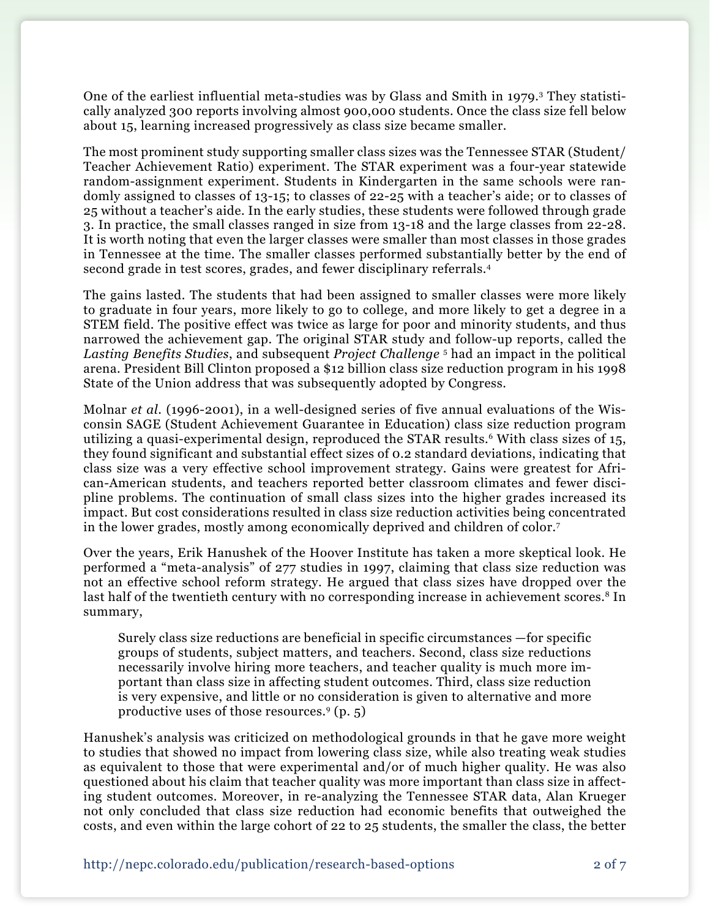One of the earliest influential meta-studies was by Glass and Smith in 1979.[3] They statistically analyzed 300 reports involving almost 900,000 students. Once the class size fell below about 15, learning increased progressively as class size became smaller.

The most prominent study supporting smaller class sizes was the Tennessee STAR (Student/Teacher Achievement Ratio) experiment. The STAR experiment was a four-year statewide random-assignment experiment. Students in Kindergarten in the same schools were randomly assigned to classes of 13-15; to classes of 22-25 with a teacher's aide; or to classes of 25 without a teacher's aide. In the early studies, these students were followed through grade 3. In practice, the small classes ranged in size from 13-18 and the large classes from 22-28. It is worth noting that even the larger classes were smaller than most classes in those grades in Tennessee at the time. The smaller classes performed substantially better by the end of second grade in test scores, grades, and fewer disciplinary referrals.[4]

The gains lasted. The students that had been assigned to smaller classes were more likely to graduate in four years, more likely to go to college, and more likely to get a degree in a STEM field. The positive effect was twice as large for poor and minority students, and thus narrowed the achievement gap. The original STAR study and follow-up reports, called the *Lasting Benefits Studies*, and subsequent *Project Challenge* [5] had an impact in the political arena. President Bill Clinton proposed a $12 billion class size reduction program in his 1998 State of the Union address that was subsequently adopted by Congress.

Molnar *et al.* (1996-2001), in a well-designed series of five annual evaluations of the Wisconsin SAGE (Student Achievement Guarantee in Education) class size reduction program utilizing a quasi-experimental design, reproduced the STAR results.[6] With class sizes of 15, they found significant and substantial effect sizes of 0.2 standard deviations, indicating that class size was a very effective school improvement strategy. Gains were greatest for African-American students, and teachers reported better classroom climates and fewer discipline problems. The continuation of small class sizes into the higher grades increased its impact. But cost considerations resulted in class size reduction activities being concentrated in the lower grades, mostly among economically deprived and children of color.[7]

Over the years, Erik Hanushek of the Hoover Institute has taken a more skeptical look. He performed a "meta-analysis" of 277 studies in 1997, claiming that class size reduction was not an effective school reform strategy. He argued that class sizes have dropped over the last half of the twentieth century with no corresponding increase in achievement scores.[8] In summary,

> Surely class size reductions are beneficial in specific circumstances —for specific groups of students, subject matters, and teachers. Second, class size reductions necessarily involve hiring more teachers, and teacher quality is much more important than class size in affecting student outcomes. Third, class size reduction is very expensive, and little or no consideration is given to alternative and more productive uses of those resources.[9] (p. 5)

Hanushek's analysis was criticized on methodological grounds in that he gave more weight to studies that showed no impact from lowering class size, while also treating weak studies as equivalent to those that were experimental and/or of much higher quality. He was also questioned about his claim that teacher quality was more important than class size in affecting student outcomes. Moreover, in re-analyzing the Tennessee STAR data, Alan Krueger not only concluded that class size reduction had economic benefits that outweighed the costs, and even within the large cohort of 22 to 25 students, the smaller the class, the better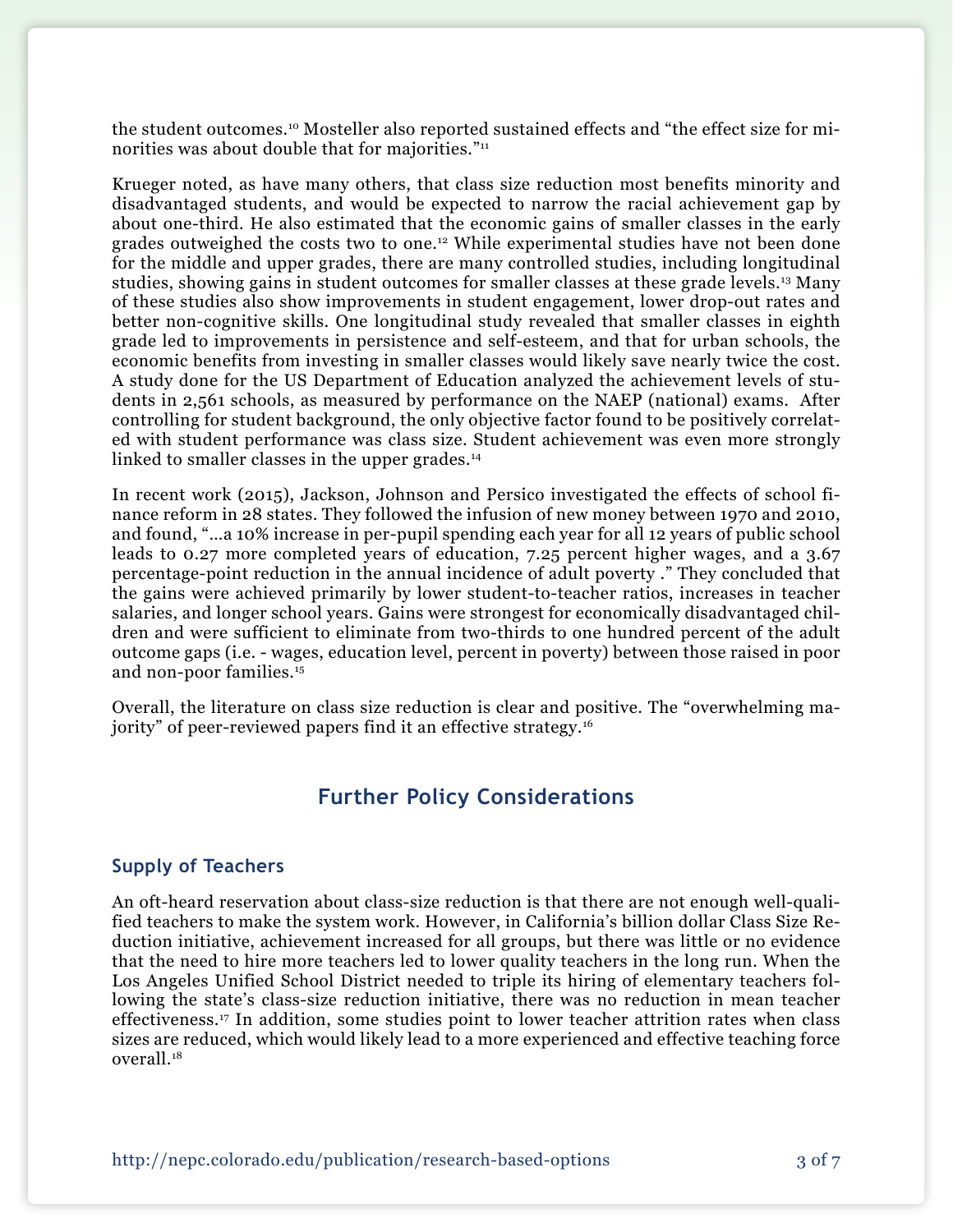the student outcomes.[10] Mosteller also reported sustained effects and "the effect size for minorities was about double that for majorities."[11]

Krueger noted, as have many others, that class size reduction most benefits minority and disadvantaged students, and would be expected to narrow the racial achievement gap by about one-third. He also estimated that the economic gains of smaller classes in the early grades outweighed the costs two to one.[12] While experimental studies have not been done for the middle and upper grades, there are many controlled studies, including longitudinal studies, showing gains in student outcomes for smaller classes at these grade levels.[13] Many of these studies also show improvements in student engagement, lower drop-out rates and better non-cognitive skills. One longitudinal study revealed that smaller classes in eighth grade led to improvements in persistence and self-esteem, and that for urban schools, the economic benefits from investing in smaller classes would likely save nearly twice the cost. A study done for the US Department of Education analyzed the achievement levels of students in 2,561 schools, as measured by performance on the NAEP (national) exams. After controlling for student background, the only objective factor found to be positively correlated with student performance was class size. Student achievement was even more strongly linked to smaller classes in the upper grades.[14]

In recent work (2015), Jackson, Johnson and Persico investigated the effects of school finance reform in 28 states. They followed the infusion of new money between 1970 and 2010, and found, "…a 10% increase in per-pupil spending each year for all 12 years of public school leads to 0.27 more completed years of education, 7.25 percent higher wages, and a 3.67 percentage-point reduction in the annual incidence of adult poverty ." They concluded that the gains were achieved primarily by lower student-to-teacher ratios, increases in teacher salaries, and longer school years. Gains were strongest for economically disadvantaged children and were sufficient to eliminate from two-thirds to one hundred percent of the adult outcome gaps (i.e. - wages, education level, percent in poverty) between those raised in poor and non-poor families.[15]

Overall, the literature on class size reduction is clear and positive. The "overwhelming majority" of peer-reviewed papers find it an effective strategy.[16]

## Further Policy Considerations

### Supply of Teachers

An oft-heard reservation about class-size reduction is that there are not enough well-qualified teachers to make the system work. However, in California's billion dollar Class Size Reduction initiative, achievement increased for all groups, but there was little or no evidence that the need to hire more teachers led to lower quality teachers in the long run. When the Los Angeles Unified School District needed to triple its hiring of elementary teachers following the state's class-size reduction initiative, there was no reduction in mean teacher effectiveness.[17] In addition, some studies point to lower teacher attrition rates when class sizes are reduced, which would likely lead to a more experienced and effective teaching force overall.[18]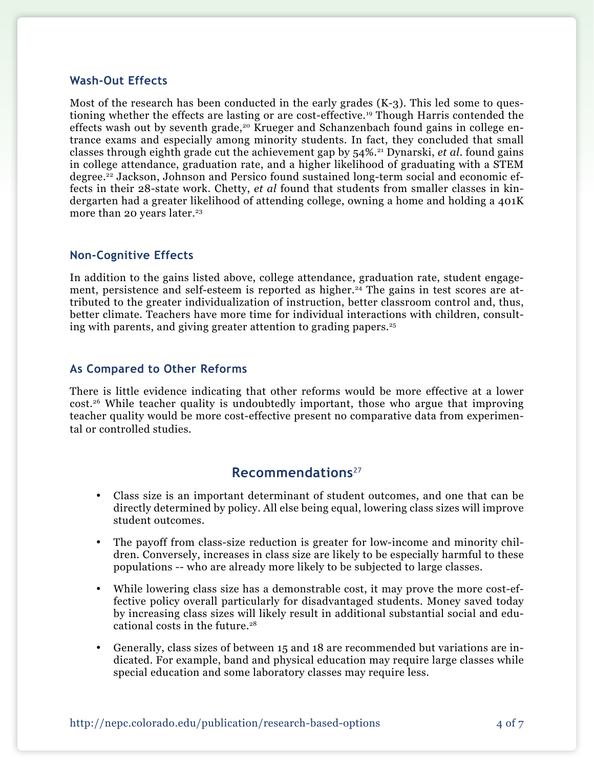### Wash-Out Effects

Most of the research has been conducted in the early grades (K-3). This led some to questioning whether the effects are lasting or are cost-effective.[19] Though Harris contended the effects wash out by seventh grade,[20] Krueger and Schanzenbach found gains in college entrance exams and especially among minority students. In fact, they concluded that small classes through eighth grade cut the achievement gap by 54%.[21] Dynarski, *et al*. found gains in college attendance, graduation rate, and a higher likelihood of graduating with a STEM degree.[22] Jackson, Johnson and Persico found sustained long-term social and economic effects in their 28-state work. Chetty, *et al* found that students from smaller classes in kindergarten had a greater likelihood of attending college, owning a home and holding a 401K more than 20 years later.[23]

### Non-Cognitive Effects

In addition to the gains listed above, college attendance, graduation rate, student engagement, persistence and self-esteem is reported as higher.[24] The gains in test scores are attributed to the greater individualization of instruction, better classroom control and, thus, better climate. Teachers have more time for individual interactions with children, consulting with parents, and giving greater attention to grading papers.[25]

### As Compared to Other Reforms

There is little evidence indicating that other reforms would be more effective at a lower cost.[26] While teacher quality is undoubtedly important, those who argue that improving teacher quality would be more cost-effective present no comparative data from experimental or controlled studies.

## Recommendations[27]

- Class size is an important determinant of student outcomes, and one that can be directly determined by policy. All else being equal, lowering class sizes will improve student outcomes.
- The payoff from class-size reduction is greater for low-income and minority children. Conversely, increases in class size are likely to be especially harmful to these populations -- who are already more likely to be subjected to large classes.
- While lowering class size has a demonstrable cost, it may prove the more cost-effective policy overall particularly for disadvantaged students. Money saved today by increasing class sizes will likely result in additional substantial social and educational costs in the future.[28]
- Generally, class sizes of between 15 and 18 are recommended but variations are indicated. For example, band and physical education may require large classes while special education and some laboratory classes may require less.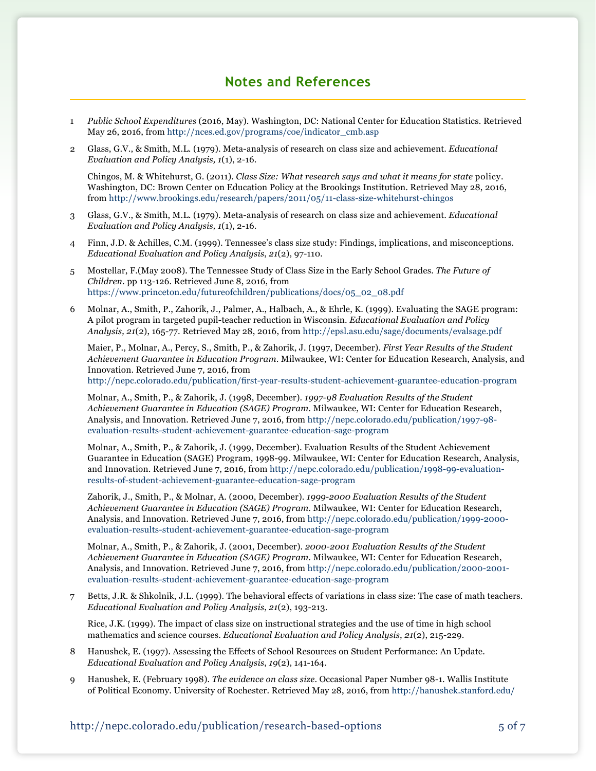## Notes and References

1 *Public School Expenditures* (2016, May). Washington, DC: National Center for Education Statistics. Retrieved May 26, 2016, from http://nces.ed.gov/programs/coe/indicator_cmb.asp

2 Glass, G.V., & Smith, M.L. (1979). Meta-analysis of research on class size and achievement. *Educational Evaluation and Policy Analysis, 1*(1), 2-16.

Chingos, M. & Whitehurst, G. (2011). *Class Size: What research says and what it means for state* policy. Washington, DC: Brown Center on Education Policy at the Brookings Institution. Retrieved May 28, 2016, from http://www.brookings.edu/research/papers/2011/05/11-class-size-whitehurst-chingos

3 Glass, G.V., & Smith, M.L. (1979). Meta-analysis of research on class size and achievement. *Educational Evaluation and Policy Analysis, 1*(1), 2-16.

4 Finn, J.D. & Achilles, C.M. (1999). Tennessee's class size study: Findings, implications, and misconceptions. *Educational Evaluation and Policy Analysis*, *21*(2), 97-110.

5 Mostellar, F.(May 2008). The Tennessee Study of Class Size in the Early School Grades. *The Future of Children.* pp 113-126. Retrieved June 8, 2016, from https://www.princeton.edu/futureofchildren/publications/docs/05_02_08.pdf

6 Molnar, A., Smith, P., Zahorik, J., Palmer, A., Halbach, A., & Ehrle, K. (1999). Evaluating the SAGE program: A pilot program in targeted pupil-teacher reduction in Wisconsin. *Educational Evaluation and Policy Analysis, 21*(2), 165-77. Retrieved May 28, 2016, from http://epsl.asu.edu/sage/documents/evalsage.pdf

Maier, P., Molnar, A., Percy, S., Smith, P., & Zahorik, J. (1997, December). *First Year Results of the Student Achievement Guarantee in Education Program.* Milwaukee, WI: Center for Education Research, Analysis, and Innovation. Retrieved June 7, 2016, from http://nepc.colorado.edu/publication/first-year-results-student-achievement-guarantee-education-program

Molnar, A., Smith, P., & Zahorik, J. (1998, December). *1997-98 Evaluation Results of the Student Achievement Guarantee in Education (SAGE) Program.* Milwaukee, WI: Center for Education Research, Analysis, and Innovation. Retrieved June 7, 2016, from http://nepc.colorado.edu/publication/1997-98-evaluation-results-student-achievement-guarantee-education-sage-program

Molnar, A., Smith, P., & Zahorik, J. (1999, December). Evaluation Results of the Student Achievement Guarantee in Education (SAGE) Program, 1998-99. Milwaukee, WI: Center for Education Research, Analysis, and Innovation. Retrieved June 7, 2016, from http://nepc.colorado.edu/publication/1998-99-evaluation-results-of-student-achievement-guarantee-education-sage-program

Zahorik, J., Smith, P., & Molnar, A. (2000, December). *1999-2000 Evaluation Results of the Student Achievement Guarantee in Education (SAGE) Program.* Milwaukee, WI: Center for Education Research, Analysis, and Innovation. Retrieved June 7, 2016, from http://nepc.colorado.edu/publication/1999-2000-evaluation-results-student-achievement-guarantee-education-sage-program

Molnar, A., Smith, P., & Zahorik, J. (2001, December). *2000-2001 Evaluation Results of the Student Achievement Guarantee in Education (SAGE) Program.* Milwaukee, WI: Center for Education Research, Analysis, and Innovation. Retrieved June 7, 2016, from http://nepc.colorado.edu/publication/2000-2001-evaluation-results-student-achievement-guarantee-education-sage-program

7 Betts, J.R. & Shkolnik, J.L. (1999). The behavioral effects of variations in class size: The case of math teachers. *Educational Evaluation and Policy Analysis*, *21*(2), 193-213.

Rice, J.K. (1999). The impact of class size on instructional strategies and the use of time in high school mathematics and science courses. *Educational Evaluation and Policy Analysis*, *21*(2), 215-229.

8 Hanushek, E. (1997). Assessing the Effects of School Resources on Student Performance: An Update. *Educational Evaluation and Policy Analysis*, *19*(2), 141-164.

9 Hanushek, E. (February 1998). *The evidence on class size*. Occasional Paper Number 98-1. Wallis Institute of Political Economy. University of Rochester. Retrieved May 28, 2016, from http://hanushek.stanford.edu/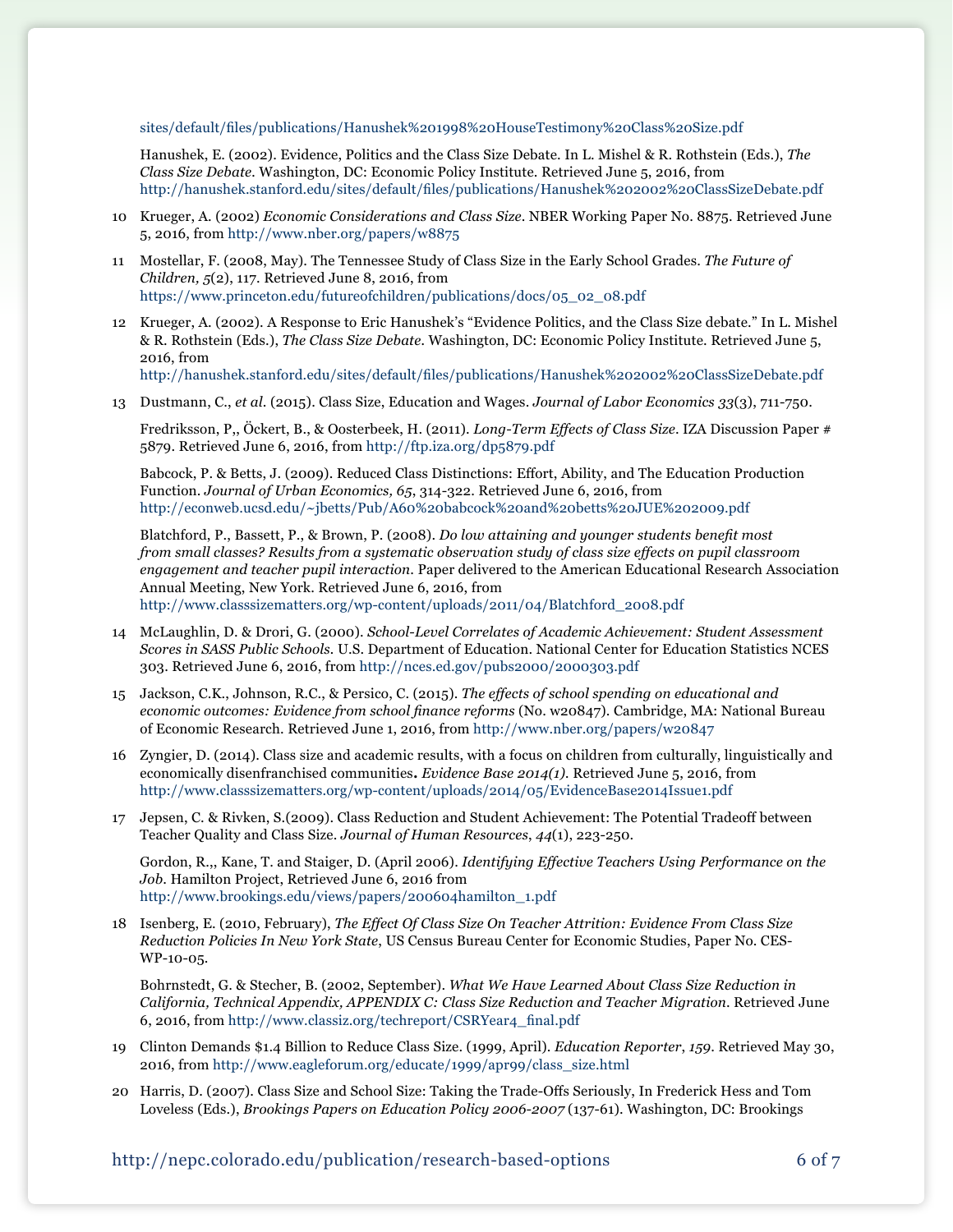sites/default/files/publications/Hanushek%201998%20HouseTestimony%20Class%20Size.pdf

Hanushek, E. (2002). Evidence, Politics and the Class Size Debate. In L. Mishel & R. Rothstein (Eds.), *The Class Size Debate*. Washington, DC: Economic Policy Institute. Retrieved June 5, 2016, from http://hanushek.stanford.edu/sites/default/files/publications/Hanushek%202002%20ClassSizeDebate.pdf

10 Krueger, A. (2002) *Economic Considerations and Class Size*. NBER Working Paper No. 8875. Retrieved June 5, 2016, from http://www.nber.org/papers/w8875

11 Mostellar, F. (2008, May). The Tennessee Study of Class Size in the Early School Grades. *The Future of Children, 5*(2), 117. Retrieved June 8, 2016, from https://www.princeton.edu/futureofchildren/publications/docs/05_02_08.pdf

12 Krueger, A. (2002). A Response to Eric Hanushek's "Evidence Politics, and the Class Size debate." In L. Mishel & R. Rothstein (Eds.), *The Class Size Debate*. Washington, DC: Economic Policy Institute. Retrieved June 5, 2016, from http://hanushek.stanford.edu/sites/default/files/publications/Hanushek%202002%20ClassSizeDebate.pdf

13 Dustmann, C., *et al*. (2015). Class Size, Education and Wages. *Journal of Labor Economics 33*(3), 711-750.

Fredriksson, P,, Öckert, B., & Oosterbeek, H. (2011). *Long-Term Effects of Class Size*. IZA Discussion Paper # 5879. Retrieved June 6, 2016, from http://ftp.iza.org/dp5879.pdf

Babcock, P. & Betts, J. (2009). Reduced Class Distinctions: Effort, Ability, and The Education Production Function. *Journal of Urban Economics, 65*, 314-322. Retrieved June 6, 2016, from http://econweb.ucsd.edu/~jbetts/Pub/A60%20babcock%20and%20betts%20JUE%202009.pdf

Blatchford, P., Bassett, P., & Brown, P. (2008). *Do low attaining and younger students benefit most from small classes? Results from a systematic observation study of class size effects on pupil classroom engagement and teacher pupil interaction*. Paper delivered to the American Educational Research Association Annual Meeting, New York. Retrieved June 6, 2016, from http://www.classsizematters.org/wp-content/uploads/2011/04/Blatchford_2008.pdf

14 McLaughlin, D. & Drori, G. (2000). *School-Level Correlates of Academic Achievement: Student Assessment Scores in SASS Public Schools*. U.S. Department of Education. National Center for Education Statistics NCES 303. Retrieved June 6, 2016, from http://nces.ed.gov/pubs2000/2000303.pdf

15 Jackson, C.K., Johnson, R.C., & Persico, C. (2015). *The effects of school spending on educational and economic outcomes: Evidence from school finance reforms* (No. w20847). Cambridge, MA: National Bureau of Economic Research. Retrieved June 1, 2016, from http://www.nber.org/papers/w20847

16 Zyngier, D. (2014). Class size and academic results, with a focus on children from culturally, linguistically and economically disenfranchised communities**.** *Evidence Base 2014(1)*. Retrieved June 5, 2016, from http://www.classsizematters.org/wp-content/uploads/2014/05/EvidenceBase2014Issue1.pdf

17 Jepsen, C. & Rivken, S.(2009). Class Reduction and Student Achievement: The Potential Tradeoff between Teacher Quality and Class Size. *Journal of Human Resources*, *44*(1), 223-250.

Gordon, R.,, Kane, T. and Staiger, D. (April 2006). *Identifying Effective Teachers Using Performance on the Job*. Hamilton Project, Retrieved June 6, 2016 from http://www.brookings.edu/views/papers/200604hamilton_1.pdf

18 Isenberg, E. (2010, February), *The Effect Of Class Size On Teacher Attrition: Evidence From Class Size Reduction Policies In New York State*, US Census Bureau Center for Economic Studies, Paper No. CES-WP-10-05.

Bohrnstedt, G. & Stecher, B. (2002, September). *What We Have Learned About Class Size Reduction in California, Technical Appendix, APPENDIX C: Class Size Reduction and Teacher Migration*. Retrieved June 6, 2016, from http://www.classiz.org/techreport/CSRYear4_final.pdf

19 Clinton Demands $1.4 Billion to Reduce Class Size. (1999, April). *Education Reporter*, *159*. Retrieved May 30, 2016, from http://www.eagleforum.org/educate/1999/apr99/class_size.html

20 Harris, D. (2007). Class Size and School Size: Taking the Trade-Offs Seriously, In Frederick Hess and Tom Loveless (Eds.), *Brookings Papers on Education Policy 2006-2007* (137-61). Washington, DC: Brookings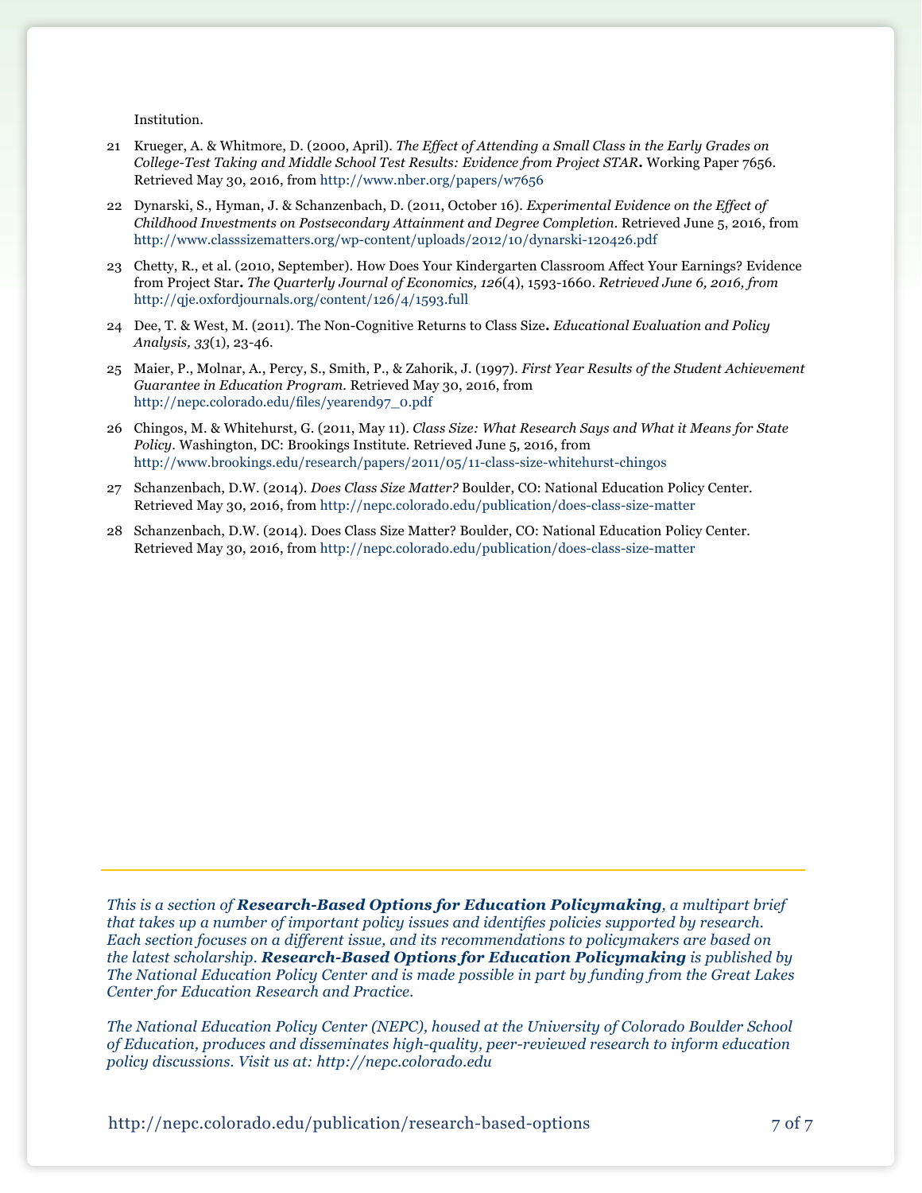Institution.

21 Krueger, A. & Whitmore, D. (2000, April). *The Effect of Attending a Small Class in the Early Grades on College-Test Taking and Middle School Test Results: Evidence from Project STAR***.** Working Paper 7656. Retrieved May 30, 2016, from http://www.nber.org/papers/w7656

22 Dynarski, S., Hyman, J. & Schanzenbach, D. (2011, October 16). *Experimental Evidence on the Effect of Childhood Investments on Postsecondary Attainment and Degree Completion*. Retrieved June 5, 2016, from http://www.classsizematters.org/wp-content/uploads/2012/10/dynarski-120426.pdf

23 Chetty, R., et al. (2010, September). How Does Your Kindergarten Classroom Affect Your Earnings? Evidence from Project Star**.** *The Quarterly Journal of Economics, 126*(4), 1593-1660. *Retrieved June 6, 2016, from* http://qje.oxfordjournals.org/content/126/4/1593.full

24 Dee, T. & West, M. (2011). The Non-Cognitive Returns to Class Size**.** *Educational Evaluation and Policy Analysis, 33*(1), 23-46.

25 Maier, P., Molnar, A., Percy, S., Smith, P., & Zahorik, J. (1997). *First Year Results of the Student Achievement Guarantee in Education Program.* Retrieved May 30, 2016, from http://nepc.colorado.edu/files/yearend97_0.pdf

26 Chingos, M. & Whitehurst, G. (2011, May 11). *Class Size: What Research Says and What it Means for State Policy*. Washington, DC: Brookings Institute. Retrieved June 5, 2016, from http://www.brookings.edu/research/papers/2011/05/11-class-size-whitehurst-chingos

27 Schanzenbach, D.W. (2014). *Does Class Size Matter?* Boulder, CO: National Education Policy Center. Retrieved May 30, 2016, from http://nepc.colorado.edu/publication/does-class-size-matter

28 Schanzenbach, D.W. (2014). Does Class Size Matter? Boulder, CO: National Education Policy Center. Retrieved May 30, 2016, from http://nepc.colorado.edu/publication/does-class-size-matter

---

*This is a section of* ***Research-Based Options for Education Policymaking****, a multipart brief that takes up a number of important policy issues and identifies policies supported by research. Each section focuses on a different issue, and its recommendations to policymakers are based on the latest scholarship.* ***Research-Based Options for Education Policymaking*** *is published by The National Education Policy Center and is made possible in part by funding from the Great Lakes Center for Education Research and Practice.*

*The National Education Policy Center (NEPC), housed at the University of Colorado Boulder School of Education, produces and disseminates high-quality, peer-reviewed research to inform education policy discussions. Visit us at: http://nepc.colorado.edu*